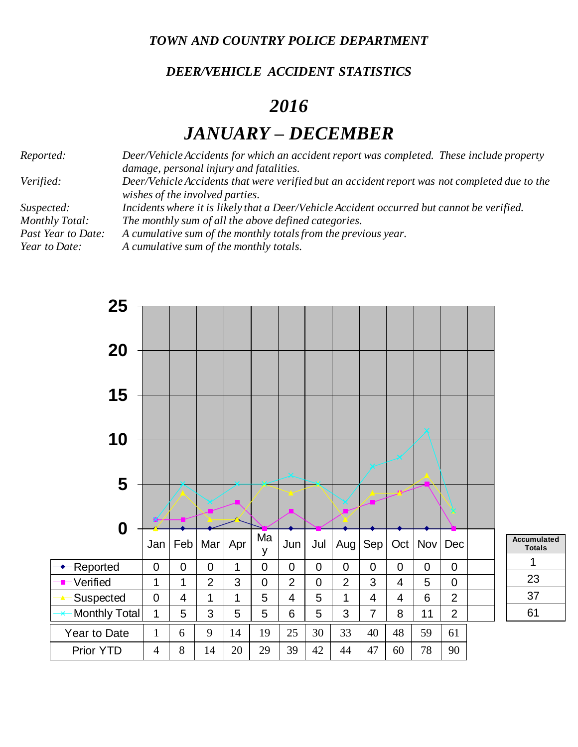# *TOWN AND COUNTRY POLICE DEPARTMENT*

## *DEER/VEHICLE ACCIDENT STATISTICS*

# *2016*

# *JANUARY – DECEMBER*

| | |
|---|---|
| *Reported:* | *Deer/Vehicle Accidents for which an accident report was completed. These include property damage, personal injury and fatalities.* |
| *Verified:* | *Deer/Vehicle Accidents that were verified but an accident report was not completed due to the wishes of the involved parties.* |
| *Suspected:* | *Incidents where it is likely that a Deer/Vehicle Accident occurred but cannot be verified.* |
| *Monthly Total:* | *The monthly sum of all the above defined categories.* |
| *Past Year to Date:* | *A cumulative sum of the monthly totals from the previous year.* |
| *Year to Date:* | *A cumulative sum of the monthly totals.* |

| | Jan | Feb | Mar | Apr | May | Jun | Jul | Aug | Sep | Oct | Nov | Dec | | Accumulated Totals |
|---|---|---|---|---|---|---|---|---|---|---|---|---|---|---|
| Reported | 0 | 0 | 0 | 1 | 0 | 0 | 0 | 0 | 0 | 0 | 0 | 0 | | 1 |
| Verified | 1 | 1 | 2 | 3 | 0 | 2 | 0 | 2 | 3 | 4 | 5 | 0 | | 23 |
| Suspected | 0 | 4 | 1 | 1 | 5 | 4 | 5 | 1 | 4 | 4 | 6 | 2 | | 37 |
| Monthly Total | 1 | 5 | 3 | 5 | 5 | 6 | 5 | 3 | 7 | 8 | 11 | 2 | | 61 |
| Year to Date | 1 | 6 | 9 | 14 | 19 | 25 | 30 | 33 | 40 | 48 | 59 | 61 | | |
| Prior YTD | 4 | 8 | 14 | 20 | 29 | 39 | 42 | 44 | 47 | 60 | 78 | 90 | | |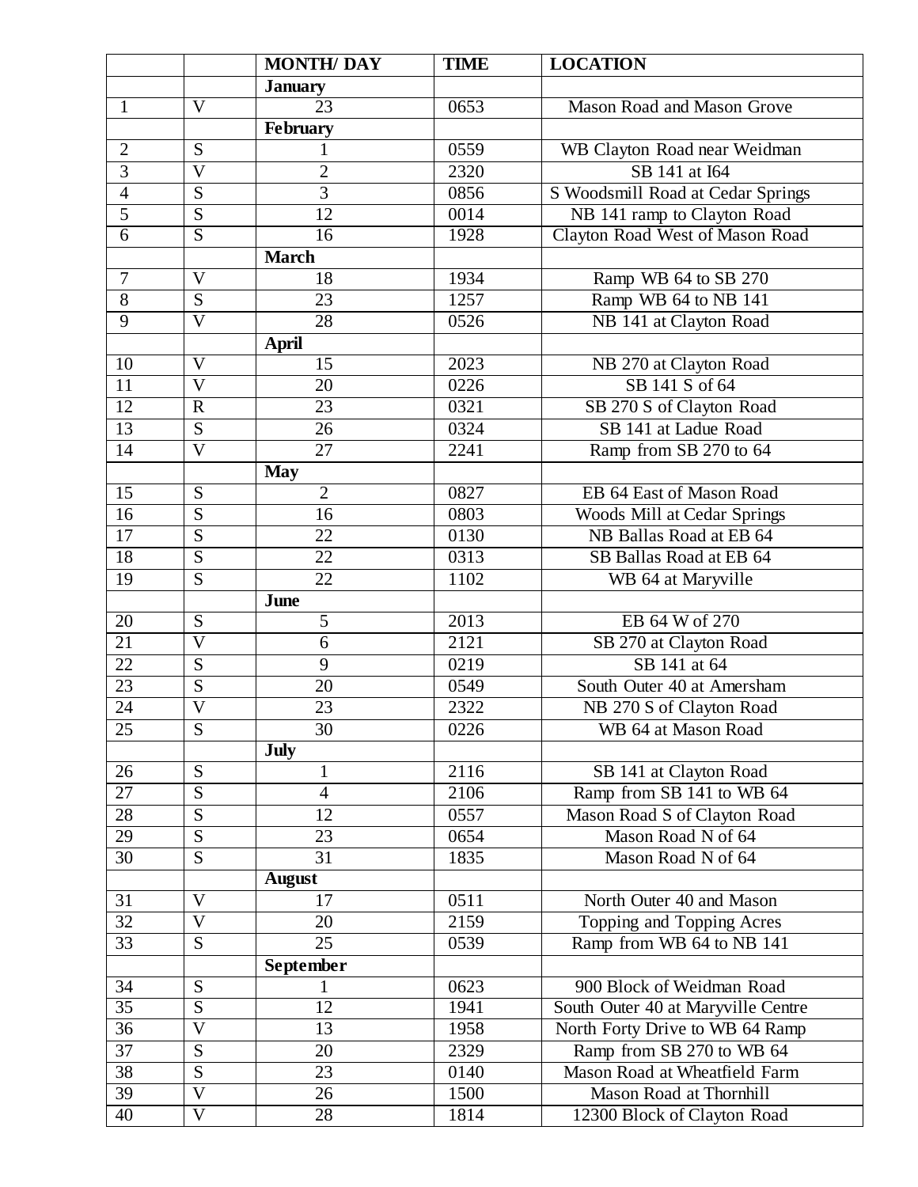| | | MONTH/ DAY | TIME | LOCATION |
|---|---|---|---|---|
| | | **January** | | |
| 1 | V | 23 | 0653 | Mason Road and Mason Grove |
| | | **February** | | |
| 2 | S | 1 | 0559 | WB Clayton Road near Weidman |
| 3 | V | 2 | 2320 | SB 141 at I64 |
| 4 | S | 3 | 0856 | S Woodsmill Road at Cedar Springs |
| 5 | S | 12 | 0014 | NB 141 ramp to Clayton Road |
| 6 | S | 16 | 1928 | Clayton Road West of Mason Road |
| | | **March** | | |
| 7 | V | 18 | 1934 | Ramp WB 64 to SB 270 |
| 8 | S | 23 | 1257 | Ramp WB 64 to NB 141 |
| 9 | V | 28 | 0526 | NB 141 at Clayton Road |
| | | **April** | | |
| 10 | V | 15 | 2023 | NB 270 at Clayton Road |
| 11 | V | 20 | 0226 | SB 141 S of 64 |
| 12 | R | 23 | 0321 | SB 270 S of Clayton Road |
| 13 | S | 26 | 0324 | SB 141 at Ladue Road |
| 14 | V | 27 | 2241 | Ramp from SB 270 to 64 |
| | | **May** | | |
| 15 | S | 2 | 0827 | EB 64 East of Mason Road |
| 16 | S | 16 | 0803 | Woods Mill at Cedar Springs |
| 17 | S | 22 | 0130 | NB Ballas Road at EB 64 |
| 18 | S | 22 | 0313 | SB Ballas Road at EB 64 |
| 19 | S | 22 | 1102 | WB 64 at Maryville |
| | | **June** | | |
| 20 | S | 5 | 2013 | EB 64 W of 270 |
| 21 | V | 6 | 2121 | SB 270 at Clayton Road |
| 22 | S | 9 | 0219 | SB 141 at 64 |
| 23 | S | 20 | 0549 | South Outer 40 at Amersham |
| 24 | V | 23 | 2322 | NB 270 S of Clayton Road |
| 25 | S | 30 | 0226 | WB 64 at Mason Road |
| | | **July** | | |
| 26 | S | 1 | 2116 | SB 141 at Clayton Road |
| 27 | S | 4 | 2106 | Ramp from SB 141 to WB 64 |
| 28 | S | 12 | 0557 | Mason Road S of Clayton Road |
| 29 | S | 23 | 0654 | Mason Road N of 64 |
| 30 | S | 31 | 1835 | Mason Road N of 64 |
| | | **August** | | |
| 31 | V | 17 | 0511 | North Outer 40 and Mason |
| 32 | V | 20 | 2159 | Topping and Topping Acres |
| 33 | S | 25 | 0539 | Ramp from WB 64 to NB 141 |
| | | **September** | | |
| 34 | S | 1 | 0623 | 900 Block of Weidman Road |
| 35 | S | 12 | 1941 | South Outer 40 at Maryville Centre |
| 36 | V | 13 | 1958 | North Forty Drive to WB 64 Ramp |
| 37 | S | 20 | 2329 | Ramp from SB 270 to WB 64 |
| 38 | S | 23 | 0140 | Mason Road at Wheatfield Farm |
| 39 | V | 26 | 1500 | Mason Road at Thornhill |
| 40 | V | 28 | 1814 | 12300 Block of Clayton Road |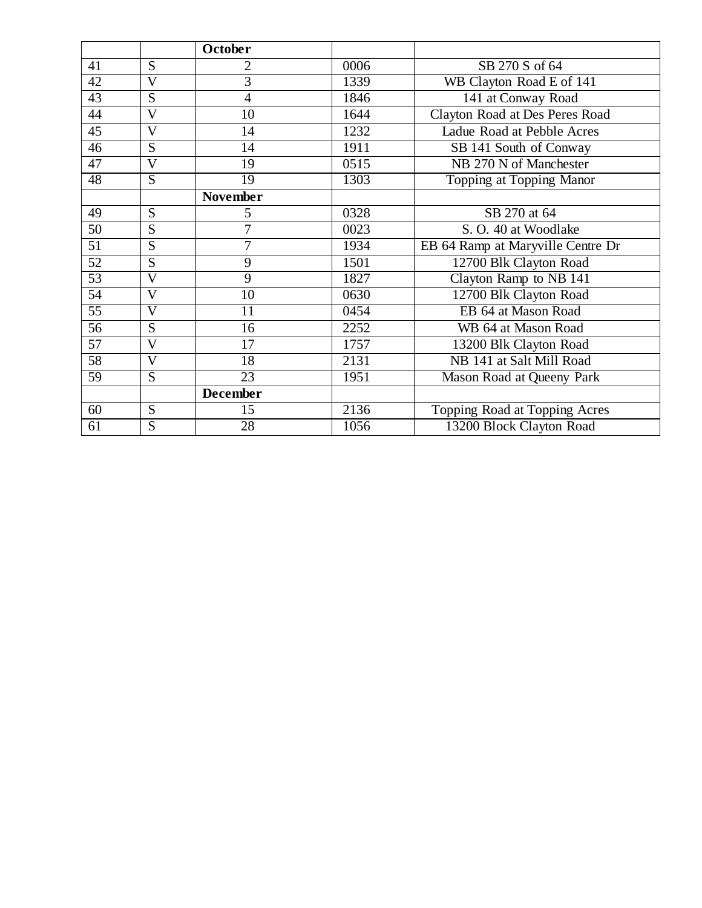| | | | | |
|---|---|---|---|---|
| | | **October** | | |
| 41 | S | 2 | 0006 | SB 270 S of 64 |
| 42 | V | 3 | 1339 | WB Clayton Road E of 141 |
| 43 | S | 4 | 1846 | 141 at Conway Road |
| 44 | V | 10 | 1644 | Clayton Road at Des Peres Road |
| 45 | V | 14 | 1232 | Ladue Road at Pebble Acres |
| 46 | S | 14 | 1911 | SB 141 South of Conway |
| 47 | V | 19 | 0515 | NB 270 N of Manchester |
| 48 | S | 19 | 1303 | Topping at Topping Manor |
| | | **November** | | |
| 49 | S | 5 | 0328 | SB 270 at 64 |
| 50 | S | 7 | 0023 | S. O. 40 at Woodlake |
| 51 | S | 7 | 1934 | EB 64 Ramp at Maryville Centre Dr |
| 52 | S | 9 | 1501 | 12700 Blk Clayton Road |
| 53 | V | 9 | 1827 | Clayton Ramp to NB 141 |
| 54 | V | 10 | 0630 | 12700 Blk Clayton Road |
| 55 | V | 11 | 0454 | EB 64 at Mason Road |
| 56 | S | 16 | 2252 | WB 64 at Mason Road |
| 57 | V | 17 | 1757 | 13200 Blk Clayton Road |
| 58 | V | 18 | 2131 | NB 141 at Salt Mill Road |
| 59 | S | 23 | 1951 | Mason Road at Queeny Park |
| | | **December** | | |
| 60 | S | 15 | 2136 | Topping Road at Topping Acres |
| 61 | S | 28 | 1056 | 13200 Block Clayton Road |